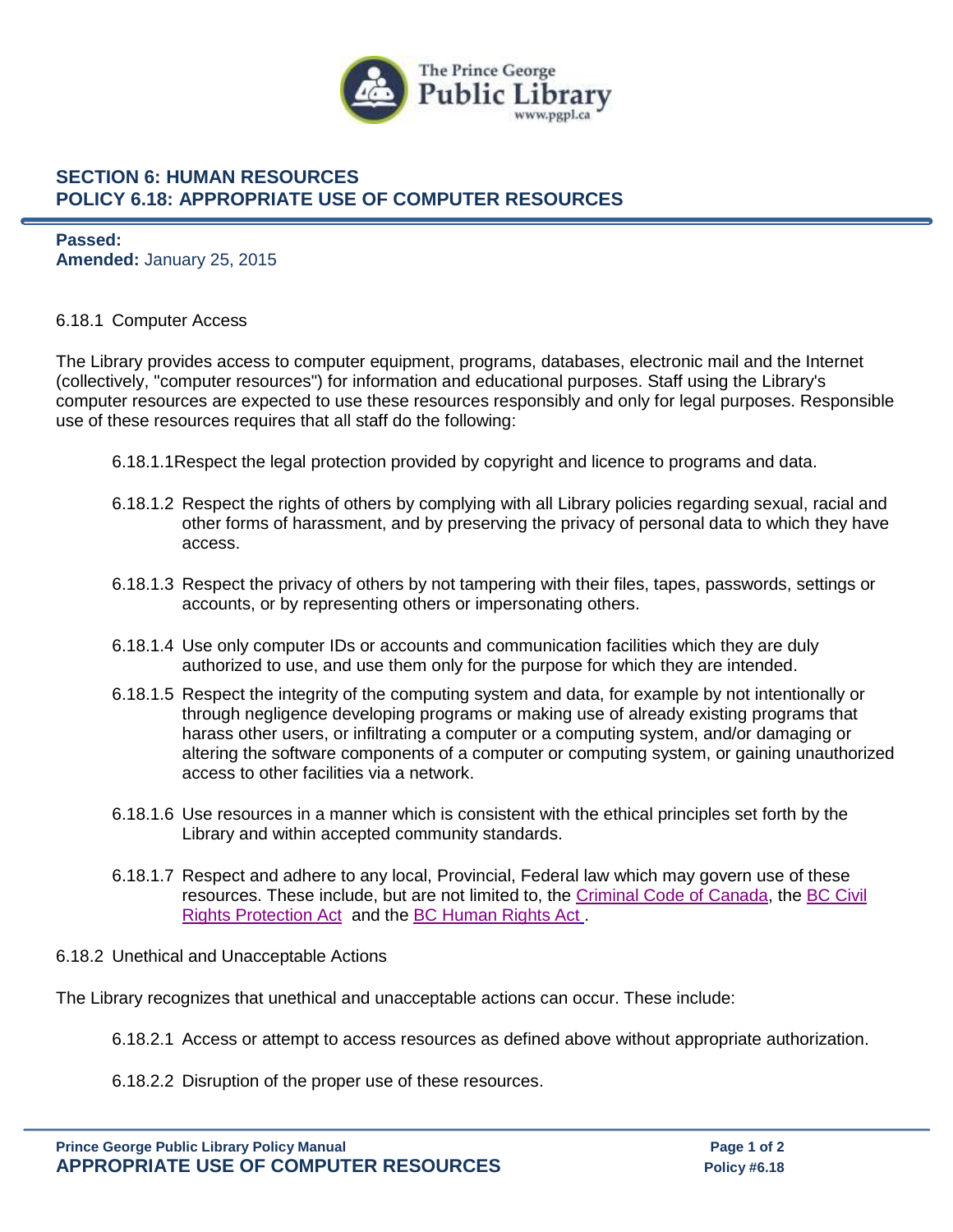## SECTION 6: HUMAN RESOURCES
## POLICY 6.18: APPROPRIATE USE OF COMPUTER RESOURCES

**Passed:**
**Amended:** January 25, 2015

6.18.1 Computer Access

The Library provides access to computer equipment, programs, databases, electronic mail and the Internet (collectively, "computer resources") for information and educational purposes. Staff using the Library's computer resources are expected to use these resources responsibly and only for legal purposes. Responsible use of these resources requires that all staff do the following:

6.18.1.1 Respect the legal protection provided by copyright and licence to programs and data.

6.18.1.2 Respect the rights of others by complying with all Library policies regarding sexual, racial and other forms of harassment, and by preserving the privacy of personal data to which they have access.

6.18.1.3 Respect the privacy of others by not tampering with their files, tapes, passwords, settings or accounts, or by representing others or impersonating others.

6.18.1.4 Use only computer IDs or accounts and communication facilities which they are duly authorized to use, and use them only for the purpose for which they are intended.

6.18.1.5 Respect the integrity of the computing system and data, for example by not intentionally or through negligence developing programs or making use of already existing programs that harass other users, or infiltrating a computer or a computing system, and/or damaging or altering the software components of a computer or computing system, or gaining unauthorized access to other facilities via a network.

6.18.1.6 Use resources in a manner which is consistent with the ethical principles set forth by the Library and within accepted community standards.

6.18.1.7 Respect and adhere to any local, Provincial, Federal law which may govern use of these resources. These include, but are not limited to, the Criminal Code of Canada, the BC Civil Rights Protection Act and the BC Human Rights Act.

6.18.2 Unethical and Unacceptable Actions

The Library recognizes that unethical and unacceptable actions can occur. These include:

6.18.2.1 Access or attempt to access resources as defined above without appropriate authorization.

6.18.2.2 Disruption of the proper use of these resources.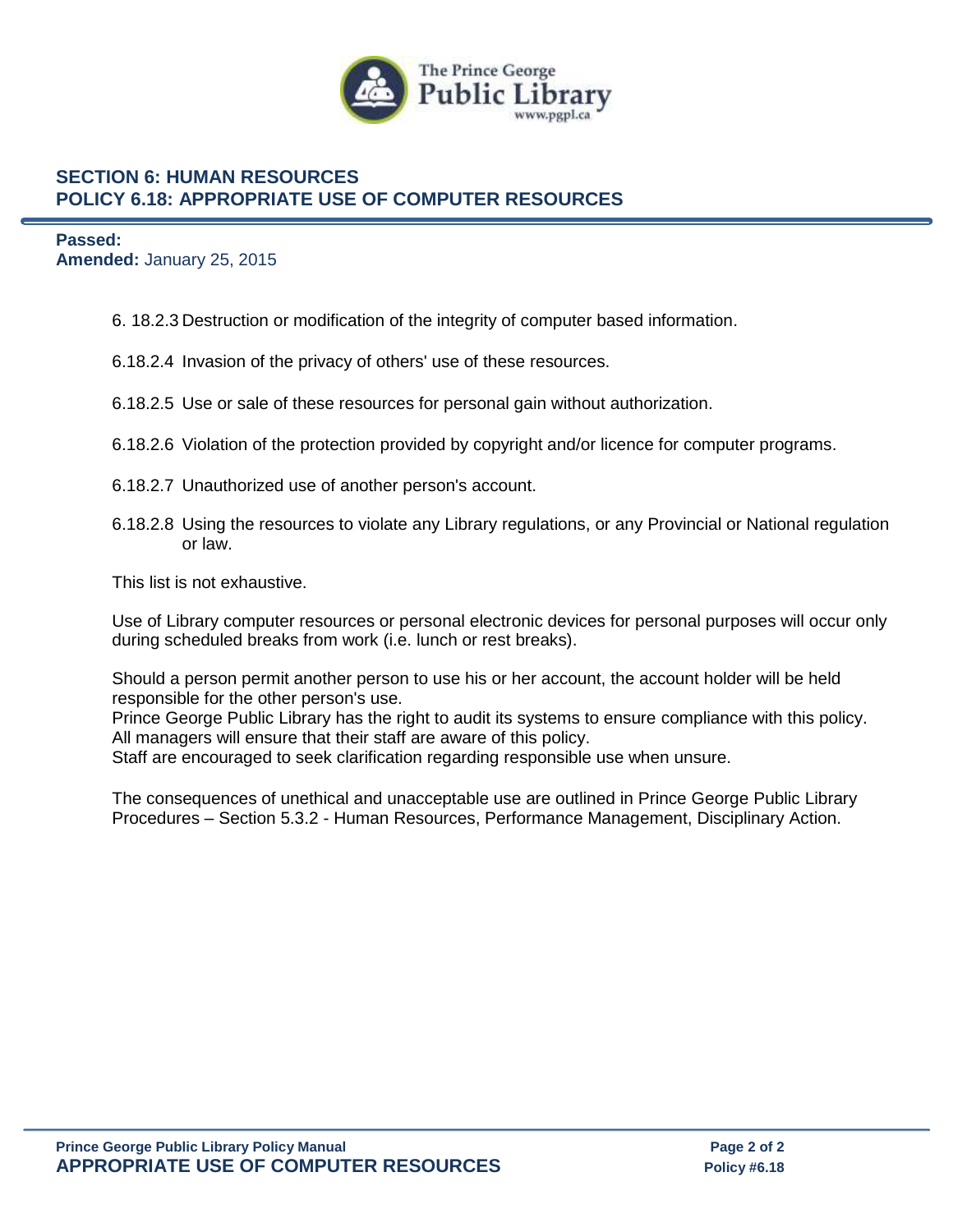## SECTION 6: HUMAN RESOURCES
## POLICY 6.18: APPROPRIATE USE OF COMPUTER RESOURCES

**Passed:**
**Amended:** January 25, 2015

6. 18.2.3 Destruction or modification of the integrity of computer based information.

6.18.2.4 Invasion of the privacy of others' use of these resources.

6.18.2.5 Use or sale of these resources for personal gain without authorization.

6.18.2.6 Violation of the protection provided by copyright and/or licence for computer programs.

6.18.2.7 Unauthorized use of another person's account.

6.18.2.8 Using the resources to violate any Library regulations, or any Provincial or National regulation or law.

This list is not exhaustive.

Use of Library computer resources or personal electronic devices for personal purposes will occur only during scheduled breaks from work (i.e. lunch or rest breaks).

Should a person permit another person to use his or her account, the account holder will be held responsible for the other person's use.
Prince George Public Library has the right to audit its systems to ensure compliance with this policy.
All managers will ensure that their staff are aware of this policy.
Staff are encouraged to seek clarification regarding responsible use when unsure.

The consequences of unethical and unacceptable use are outlined in Prince George Public Library Procedures – Section 5.3.2 - Human Resources, Performance Management, Disciplinary Action.